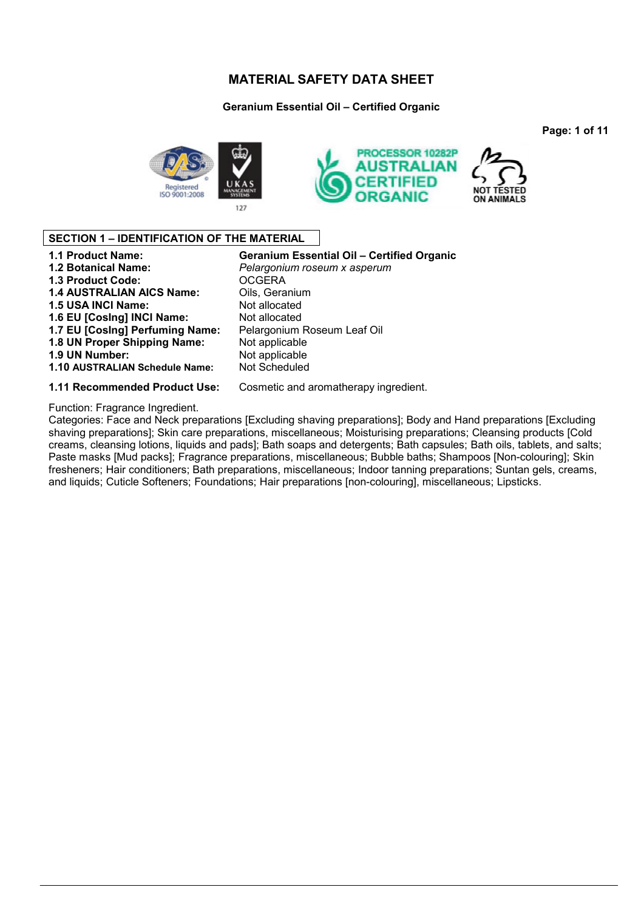# MATERIAL SAFETY DATA SHEET

**Geranium Essential Oil – Certified Organic**

## SECTION 1 – IDENTIFICATION OF THE MATERIAL

| | |
|---|---|
| **1.1 Product Name:** | **Geranium Essential Oil – Certified Organic** |
| **1.2 Botanical Name:** | *Pelargonium roseum x asperum* |
| **1.3 Product Code:** | OCGERA |
| **1.4 AUSTRALIAN AICS Name:** | Oils, Geranium |
| **1.5 USA INCI Name:** | Not allocated |
| **1.6 EU [CosIng] INCI Name:** | Not allocated |
| **1.7 EU [CosIng] Perfuming Name:** | Pelargonium Roseum Leaf Oil |
| **1.8 UN Proper Shipping Name:** | Not applicable |
| **1.9 UN Number:** | Not applicable |
| **1.10 AUSTRALIAN Schedule Name:** | Not Scheduled |
| **1.11 Recommended Product Use:** | Cosmetic and aromatherapy ingredient. |

Function: Fragrance Ingredient.
Categories: Face and Neck preparations [Excluding shaving preparations]; Body and Hand preparations [Excluding shaving preparations]; Skin care preparations, miscellaneous; Moisturising preparations; Cleansing products [Cold creams, cleansing lotions, liquids and pads]; Bath soaps and detergents; Bath capsules; Bath oils, tablets, and salts; Paste masks [Mud packs]; Fragrance preparations, miscellaneous; Bubble baths; Shampoos [Non-colouring]; Skin fresheners; Hair conditioners; Bath preparations, miscellaneous; Indoor tanning preparations; Suntan gels, creams, and liquids; Cuticle Softeners; Foundations; Hair preparations [non-colouring], miscellaneous; Lipsticks.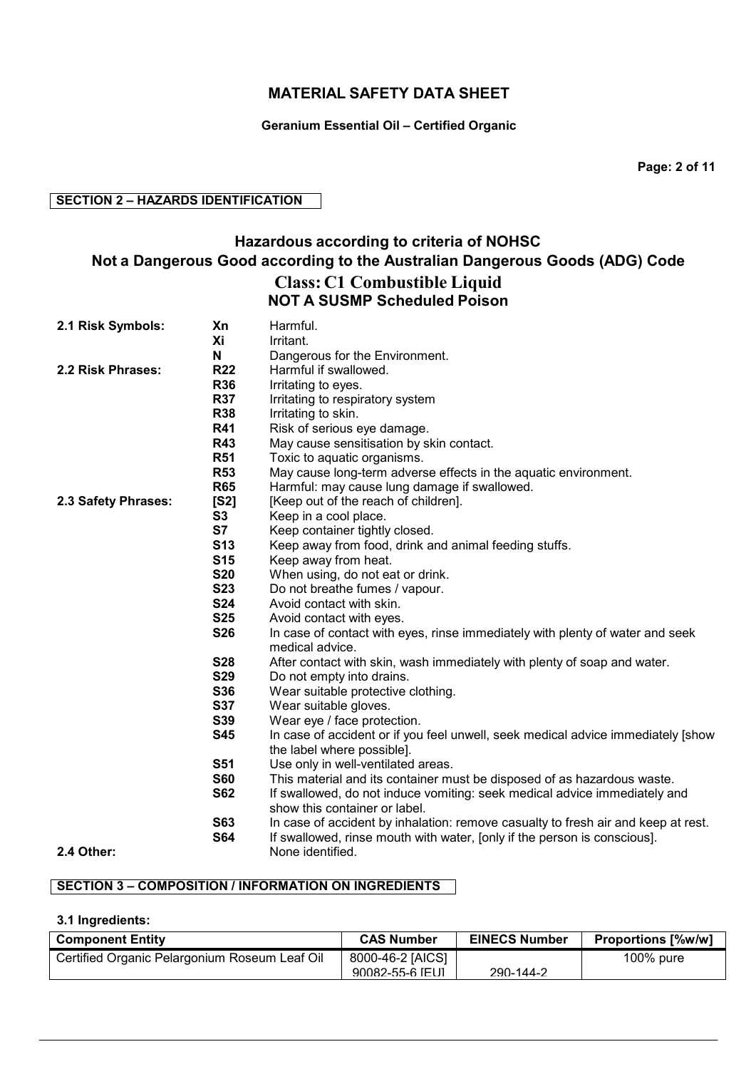## SECTION 2 – HAZARDS IDENTIFICATION

### Hazardous according to criteria of NOHSC
### Not a Dangerous Good according to the Australian Dangerous Goods (ADG) Code
### Class: C1 Combustible Liquid
### NOT A SUSMP Scheduled Poison

**2.1 Risk Symbols:**

- **Xn** Harmful.
- **Xi** Irritant.
- **N** Dangerous for the Environment.

**2.2 Risk Phrases:**

- **R22** Harmful if swallowed.
- **R36** Irritating to eyes.
- **R37** Irritating to respiratory system
- **R38** Irritating to skin.
- **R41** Risk of serious eye damage.
- **R43** May cause sensitisation by skin contact.
- **R51** Toxic to aquatic organisms.
- **R53** May cause long-term adverse effects in the aquatic environment.
- **R65** Harmful: may cause lung damage if swallowed.

**2.3 Safety Phrases:**

- **[S2]** [Keep out of the reach of children].
- **S3** Keep in a cool place.
- **S7** Keep container tightly closed.
- **S13** Keep away from food, drink and animal feeding stuffs.
- **S15** Keep away from heat.
- **S20** When using, do not eat or drink.
- **S23** Do not breathe fumes / vapour.
- **S24** Avoid contact with skin.
- **S25** Avoid contact with eyes.
- **S26** In case of contact with eyes, rinse immediately with plenty of water and seek medical advice.
- **S28** After contact with skin, wash immediately with plenty of soap and water.
- **S29** Do not empty into drains.
- **S36** Wear suitable protective clothing.
- **S37** Wear suitable gloves.
- **S39** Wear eye / face protection.
- **S45** In case of accident or if you feel unwell, seek medical advice immediately [show the label where possible].
- **S51** Use only in well-ventilated areas.
- **S60** This material and its container must be disposed of as hazardous waste.
- **S62** If swallowed, do not induce vomiting: seek medical advice immediately and show this container or label.
- **S63** In case of accident by inhalation: remove casualty to fresh air and keep at rest.
- **S64** If swallowed, rinse mouth with water, [only if the person is conscious].

**2.4 Other:** None identified.

## SECTION 3 – COMPOSITION / INFORMATION ON INGREDIENTS

**3.1 Ingredients:**

| Component Entity | CAS Number | EINECS Number | Proportions [%w/w] |
|---|---|---|---|
| Certified Organic Pelargonium Roseum Leaf Oil | 8000-46-2 [AICS] 90082-55-6 [EU] | 290-144-2 | 100% pure |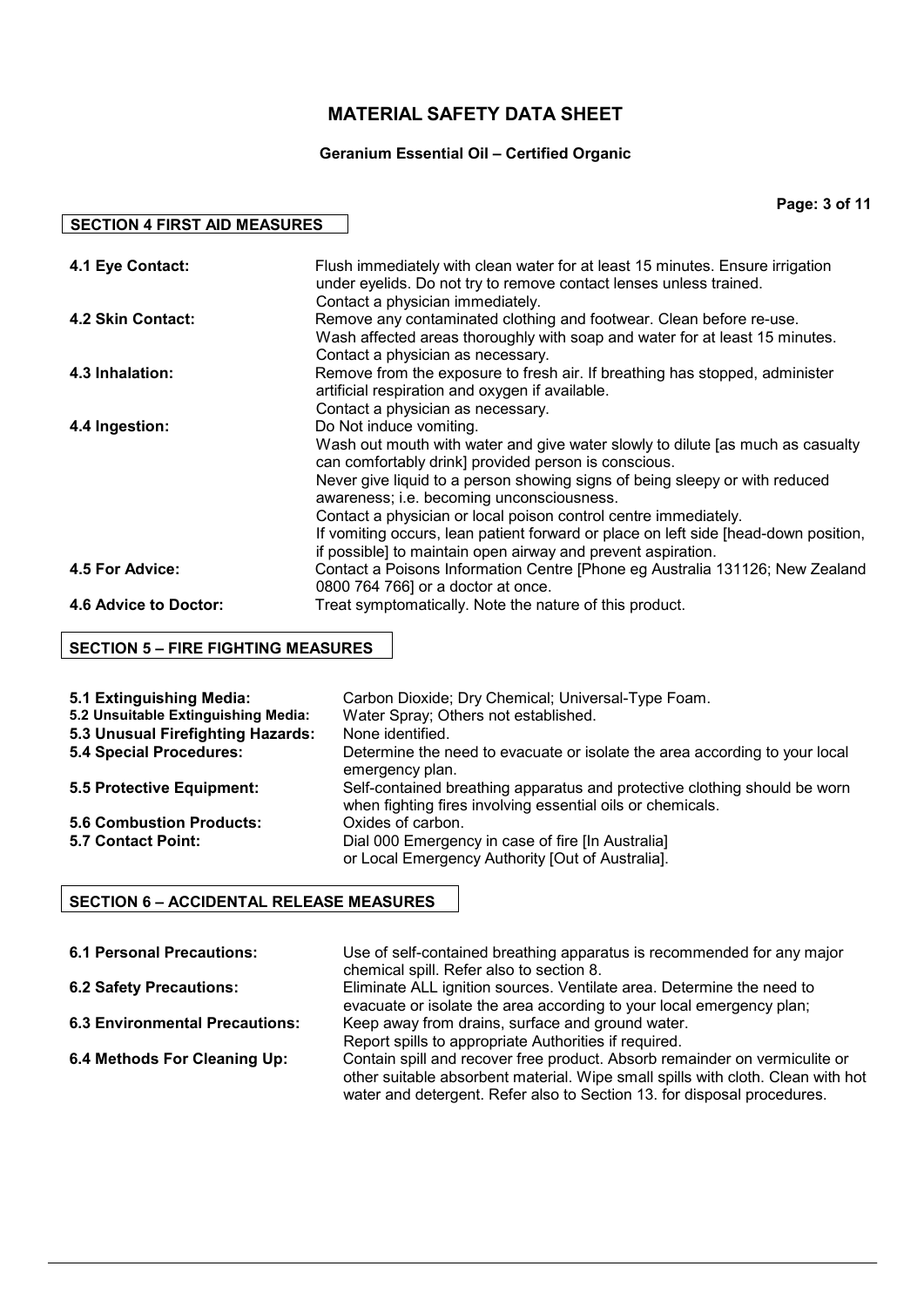# MATERIAL SAFETY DATA SHEET

**Geranium Essential Oil – Certified Organic**

## SECTION 4 FIRST AID MEASURES

**4.1 Eye Contact:** Flush immediately with clean water for at least 15 minutes. Ensure irrigation under eyelids. Do not try to remove contact lenses unless trained. Contact a physician immediately.

**4.2 Skin Contact:** Remove any contaminated clothing and footwear. Clean before re-use. Wash affected areas thoroughly with soap and water for at least 15 minutes. Contact a physician as necessary.

**4.3 Inhalation:** Remove from the exposure to fresh air. If breathing has stopped, administer artificial respiration and oxygen if available. Contact a physician as necessary.

**4.4 Ingestion:** Do Not induce vomiting.
Wash out mouth with water and give water slowly to dilute [as much as casualty can comfortably drink] provided person is conscious.
Never give liquid to a person showing signs of being sleepy or with reduced awareness; i.e. becoming unconsciousness.
Contact a physician or local poison control centre immediately.
If vomiting occurs, lean patient forward or place on left side [head-down position, if possible] to maintain open airway and prevent aspiration.

**4.5 For Advice:** Contact a Poisons Information Centre [Phone eg Australia 131126; New Zealand 0800 764 766] or a doctor at once.

**4.6 Advice to Doctor:** Treat symptomatically. Note the nature of this product.

## SECTION 5 – FIRE FIGHTING MEASURES

**5.1 Extinguishing Media:** Carbon Dioxide; Dry Chemical; Universal-Type Foam.

**5.2 Unsuitable Extinguishing Media:** Water Spray; Others not established.

**5.3 Unusual Firefighting Hazards:** None identified.

**5.4 Special Procedures:** Determine the need to evacuate or isolate the area according to your local emergency plan.

**5.5 Protective Equipment:** Self-contained breathing apparatus and protective clothing should be worn when fighting fires involving essential oils or chemicals.

**5.6 Combustion Products:** Oxides of carbon.

**5.7 Contact Point:** Dial 000 Emergency in case of fire [In Australia] or Local Emergency Authority [Out of Australia].

## SECTION 6 – ACCIDENTAL RELEASE MEASURES

**6.1 Personal Precautions:** Use of self-contained breathing apparatus is recommended for any major chemical spill. Refer also to section 8.

**6.2 Safety Precautions:** Eliminate ALL ignition sources. Ventilate area. Determine the need to evacuate or isolate the area according to your local emergency plan;

**6.3 Environmental Precautions:** Keep away from drains, surface and ground water. Report spills to appropriate Authorities if required.

**6.4 Methods For Cleaning Up:** Contain spill and recover free product. Absorb remainder on vermiculite or other suitable absorbent material. Wipe small spills with cloth. Clean with hot water and detergent. Refer also to Section 13. for disposal procedures.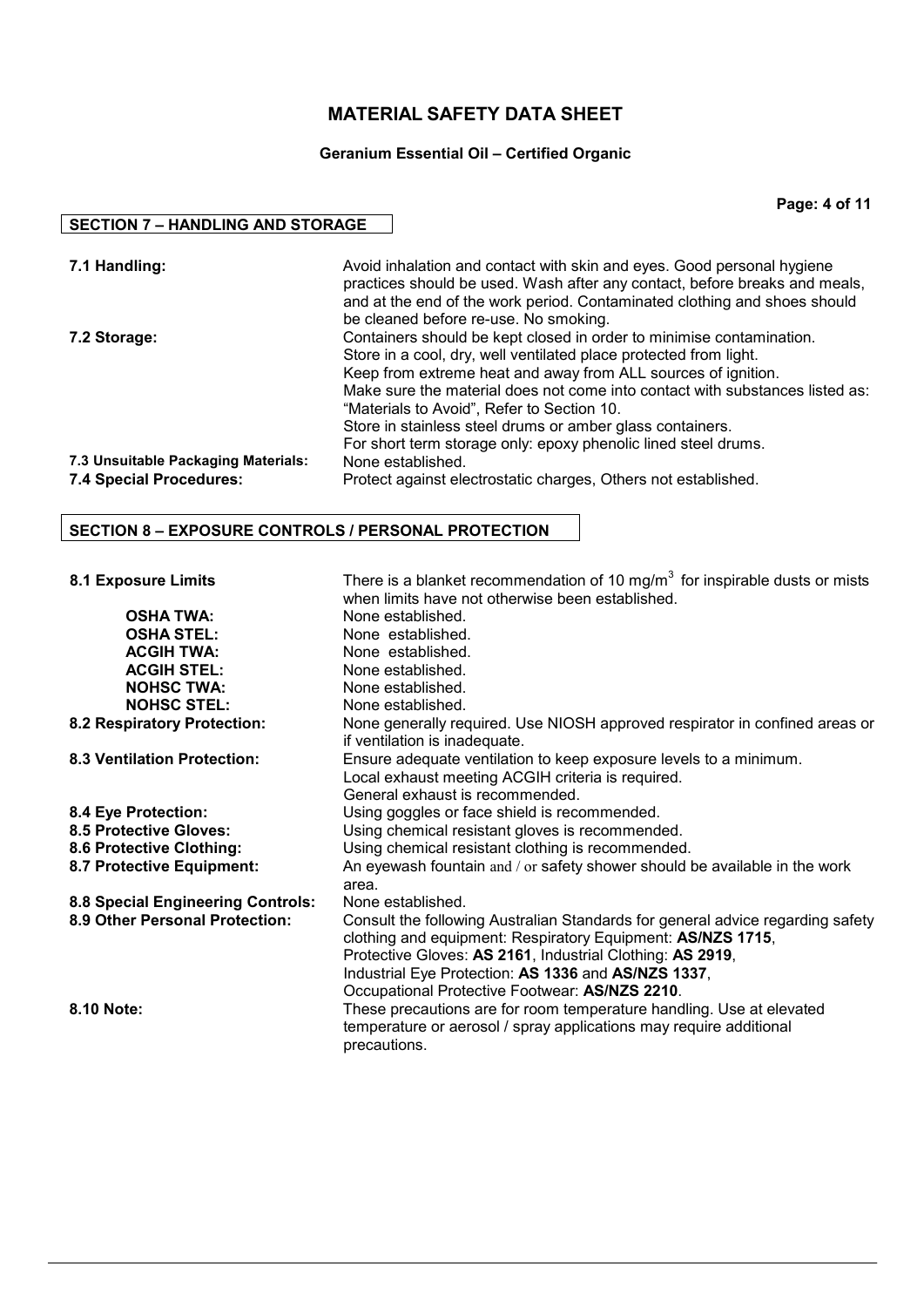# MATERIAL SAFETY DATA SHEET

**Geranium Essential Oil – Certified Organic**

## SECTION 7 – HANDLING AND STORAGE

| | |
|---|---|
| **7.1 Handling:** | Avoid inhalation and contact with skin and eyes. Good personal hygiene practices should be used. Wash after any contact, before breaks and meals, and at the end of the work period. Contaminated clothing and shoes should be cleaned before re-use. No smoking. |
| **7.2 Storage:** | Containers should be kept closed in order to minimise contamination. Store in a cool, dry, well ventilated place protected from light. Keep from extreme heat and away from ALL sources of ignition. Make sure the material does not come into contact with substances listed as: "Materials to Avoid", Refer to Section 10. Store in stainless steel drums or amber glass containers. For short term storage only: epoxy phenolic lined steel drums. |
| **7.3 Unsuitable Packaging Materials:** | None established. |
| **7.4 Special Procedures:** | Protect against electrostatic charges, Others not established. |

## SECTION 8 – EXPOSURE CONTROLS / PERSONAL PROTECTION

| | |
|---|---|
| **8.1 Exposure Limits** | There is a blanket recommendation of 10 $mg/m^3$ for inspirable dusts or mists when limits have not otherwise been established. |
| **OSHA TWA:** | None established. |
| **OSHA STEL:** | None established. |
| **ACGIH TWA:** | None established. |
| **ACGIH STEL:** | None established. |
| **NOHSC TWA:** | None established. |
| **NOHSC STEL:** | None established. |
| **8.2 Respiratory Protection:** | None generally required. Use NIOSH approved respirator in confined areas or if ventilation is inadequate. |
| **8.3 Ventilation Protection:** | Ensure adequate ventilation to keep exposure levels to a minimum. Local exhaust meeting ACGIH criteria is required. General exhaust is recommended. |
| **8.4 Eye Protection:** | Using goggles or face shield is recommended. |
| **8.5 Protective Gloves:** | Using chemical resistant gloves is recommended. |
| **8.6 Protective Clothing:** | Using chemical resistant clothing is recommended. |
| **8.7 Protective Equipment:** | An eyewash fountain and / or safety shower should be available in the work area. |
| **8.8 Special Engineering Controls:** | None established. |
| **8.9 Other Personal Protection:** | Consult the following Australian Standards for general advice regarding safety clothing and equipment: Respiratory Equipment: **AS/NZS 1715**, Protective Gloves: **AS 2161**, Industrial Clothing: **AS 2919**, Industrial Eye Protection: **AS 1336** and **AS/NZS 1337**, Occupational Protective Footwear: **AS/NZS 2210**. |
| **8.10 Note:** | These precautions are for room temperature handling. Use at elevated temperature or aerosol / spray applications may require additional precautions. |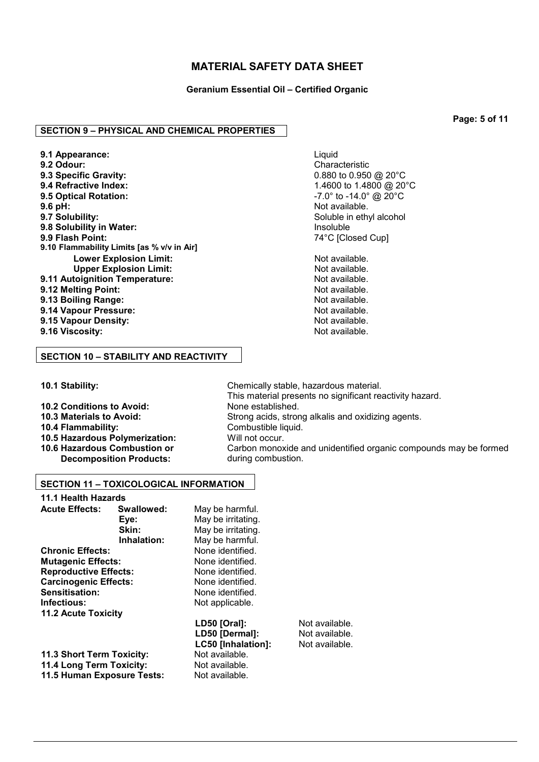# MATERIAL SAFETY DATA SHEET

**Geranium Essential Oil – Certified Organic**

## SECTION 9 – PHYSICAL AND CHEMICAL PROPERTIES

| | |
|---|---|
| **9.1 Appearance:** | Liquid |
| **9.2 Odour:** | Characteristic |
| **9.3 Specific Gravity:** | 0.880 to 0.950 @ 20°C |
| **9.4 Refractive Index:** | 1.4600 to 1.4800 @ 20°C |
| **9.5 Optical Rotation:** | -7.0° to -14.0° @ 20°C |
| **9.6 pH:** | Not available. |
| **9.7 Solubility:** | Soluble in ethyl alcohol |
| **9.8 Solubility in Water:** | Insoluble |
| **9.9 Flash Point:** | 74°C [Closed Cup] |
| **9.10 Flammability Limits [as % v/v in Air]** | |
| **Lower Explosion Limit:** | Not available. |
| **Upper Explosion Limit:** | Not available. |
| **9.11 Autoignition Temperature:** | Not available. |
| **9.12 Melting Point:** | Not available. |
| **9.13 Boiling Range:** | Not available. |
| **9.14 Vapour Pressure:** | Not available. |
| **9.15 Vapour Density:** | Not available. |
| **9.16 Viscosity:** | Not available. |

## SECTION 10 – STABILITY AND REACTIVITY

| | |
|---|---|
| **10.1 Stability:** | Chemically stable, hazardous material. This material presents no significant reactivity hazard. |
| **10.2 Conditions to Avoid:** | None established. |
| **10.3 Materials to Avoid:** | Strong acids, strong alkalis and oxidizing agents. |
| **10.4 Flammability:** | Combustible liquid. |
| **10.5 Hazardous Polymerization:** | Will not occur. |
| **10.6 Hazardous Combustion or Decomposition Products:** | Carbon monoxide and unidentified organic compounds may be formed during combustion. |

## SECTION 11 – TOXICOLOGICAL INFORMATION

**11.1 Health Hazards**

| | | |
|---|---|---|
| **Acute Effects:** | **Swallowed:** | May be harmful. |
| | **Eye:** | May be irritating. |
| | **Skin:** | May be irritating. |
| | **Inhalation:** | May be harmful. |
| **Chronic Effects:** | | None identified. |
| **Mutagenic Effects:** | | None identified. |
| **Reproductive Effects:** | | None identified. |
| **Carcinogenic Effects:** | | None identified. |
| **Sensitisation:** | | None identified. |
| **Infectious:** | | Not applicable. |

**11.2 Acute Toxicity**

| | |
|---|---|
| **LD50 [Oral]:** | Not available. |
| **LD50 [Dermal]:** | Not available. |
| **LC50 [Inhalation]:** | Not available. |

| | |
|---|---|
| **11.3 Short Term Toxicity:** | Not available. |
| **11.4 Long Term Toxicity:** | Not available. |
| **11.5 Human Exposure Tests:** | Not available. |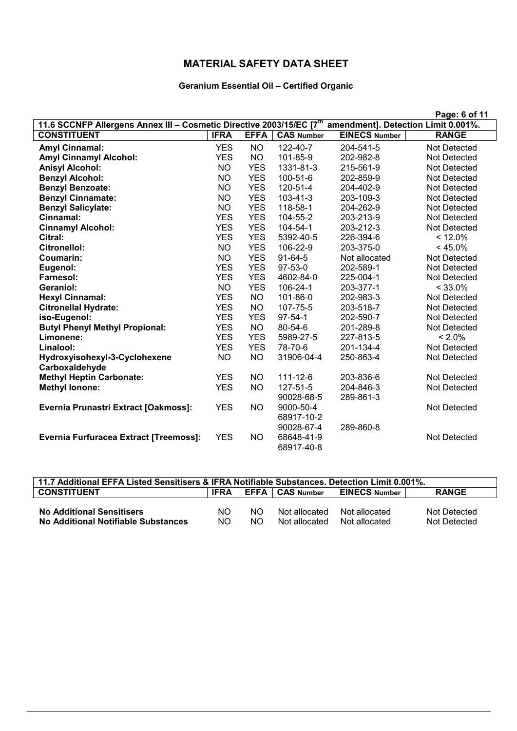# MATERIAL SAFETY DATA SHEET

### Geranium Essential Oil – Certified Organic

| 11.6 SCCNFP Allergens Annex III – Cosmetic Directive 2003/15/EC [7th amendment]. Detection Limit 0.001%. | | | | | |
|---|---|---|---|---|---|
| **CONSTITUENT** | **IFRA** | **EFFA** | **CAS Number** | **EINECS Number** | **RANGE** |
| **Amyl Cinnamal:** | YES | NO | 122-40-7 | 204-541-5 | Not Detected |
| **Amyl Cinnamyl Alcohol:** | YES | NO | 101-85-9 | 202-982-8 | Not Detected |
| **Anisyl Alcohol:** | NO | YES | 1331-81-3 | 215-561-9 | Not Detected |
| **Benzyl Alcohol:** | NO | YES | 100-51-6 | 202-859-9 | Not Detected |
| **Benzyl Benzoate:** | NO | YES | 120-51-4 | 204-402-9 | Not Detected |
| **Benzyl Cinnamate:** | NO | YES | 103-41-3 | 203-109-3 | Not Detected |
| **Benzyl Salicylate:** | NO | YES | 118-58-1 | 204-262-9 | Not Detected |
| **Cinnamal:** | YES | YES | 104-55-2 | 203-213-9 | Not Detected |
| **Cinnamyl Alcohol:** | YES | YES | 104-54-1 | 203-212-3 | Not Detected |
| **Citral:** | YES | YES | 5392-40-5 | 226-394-6 | < 12.0% |
| **Citronellol:** | NO | YES | 106-22-9 | 203-375-0 | < 45.0% |
| **Coumarin:** | NO | YES | 91-64-5 | Not allocated | Not Detected |
| **Eugenol:** | YES | YES | 97-53-0 | 202-589-1 | Not Detected |
| **Farnesol:** | YES | YES | 4602-84-0 | 225-004-1 | Not Detected |
| **Geraniol:** | NO | YES | 106-24-1 | 203-377-1 | < 33.0% |
| **Hexyl Cinnamal:** | YES | NO | 101-86-0 | 202-983-3 | Not Detected |
| **Citronellal Hydrate:** | YES | NO | 107-75-5 | 203-518-7 | Not Detected |
| **iso-Eugenol:** | YES | YES | 97-54-1 | 202-590-7 | Not Detected |
| **Butyl Phenyl Methyl Propional:** | YES | NO | 80-54-6 | 201-289-8 | Not Detected |
| **Limonene:** | YES | YES | 5989-27-5 | 227-813-5 | < 2.0% |
| **Linalool:** | YES | YES | 78-70-6 | 201-134-4 | Not Detected |
| **Hydroxyisohexyl-3-Cyclohexene Carboxaldehyde** | NO | NO | 31906-04-4 | 250-863-4 | Not Detected |
| **Methyl Heptin Carbonate:** | YES | NO | 111-12-6 | 203-836-6 | Not Detected |
| **Methyl Ionone:** | YES | NO | 127-51-5 | 204-846-3 | Not Detected |
| **Evernia Prunastri Extract [Oakmoss]:** | YES | NO | 90028-68-5<br>9000-50-4<br>68917-10-2 | 289-861-3 | Not Detected |
| **Evernia Furfuracea Extract [Treemoss]:** | YES | NO | 90028-67-4<br>68648-41-9<br>68917-40-8 | 289-860-8 | Not Detected |

| 11.7 Additional EFFA Listed Sensitisers & IFRA Notifiable Substances. Detection Limit 0.001%. | | | | | |
|---|---|---|---|---|---|
| **CONSTITUENT** | **IFRA** | **EFFA** | **CAS Number** | **EINECS Number** | **RANGE** |
| **No Additional Sensitisers** | NO | NO | Not allocated | Not allocated | Not Detected |
| **No Additional Notifiable Substances** | NO | NO | Not allocated | Not allocated | Not Detected |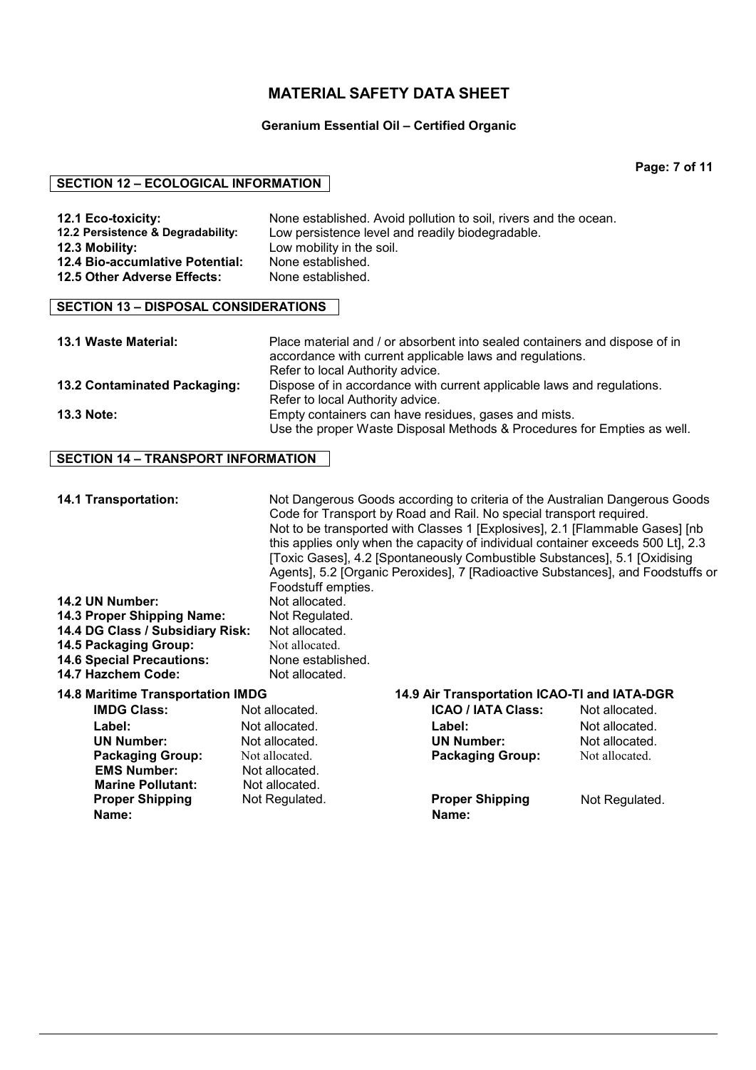# MATERIAL SAFETY DATA SHEET

**Geranium Essential Oil – Certified Organic**

## SECTION 12 – ECOLOGICAL INFORMATION

| | |
|---|---|
| **12.1 Eco-toxicity:** | None established. Avoid pollution to soil, rivers and the ocean. |
| **12.2 Persistence & Degradability:** | Low persistence level and readily biodegradable. |
| **12.3 Mobility:** | Low mobility in the soil. |
| **12.4 Bio-accumlative Potential:** | None established. |
| **12.5 Other Adverse Effects:** | None established. |

## SECTION 13 – DISPOSAL CONSIDERATIONS

| | |
|---|---|
| **13.1 Waste Material:** | Place material and / or absorbent into sealed containers and dispose of in accordance with current applicable laws and regulations. Refer to local Authority advice. |
| **13.2 Contaminated Packaging:** | Dispose of in accordance with current applicable laws and regulations. Refer to local Authority advice. |
| **13.3 Note:** | Empty containers can have residues, gases and mists. Use the proper Waste Disposal Methods & Procedures for Empties as well. |

## SECTION 14 – TRANSPORT INFORMATION

| | |
|---|---|
| **14.1 Transportation:** | Not Dangerous Goods according to criteria of the Australian Dangerous Goods Code for Transport by Road and Rail. No special transport required. Not to be transported with Classes 1 [Explosives], 2.1 [Flammable Gases] [nb this applies only when the capacity of individual container exceeds 500 Lt], 2.3 [Toxic Gases], 4.2 [Spontaneously Combustible Substances], 5.1 [Oxidising Agents], 5.2 [Organic Peroxides], 7 [Radioactive Substances], and Foodstuffs or Foodstuff empties. |
| **14.2 UN Number:** | Not allocated. |
| **14.3 Proper Shipping Name:** | Not Regulated. |
| **14.4 DG Class / Subsidiary Risk:** | Not allocated. |
| **14.5 Packaging Group:** | Not allocated. |
| **14.6 Special Precautions:** | None established. |
| **14.7 Hazchem Code:** | Not allocated. |

**14.8 Maritime Transportation IMDG**

| | |
|---|---|
| **IMDG Class:** | Not allocated. |
| **Label:** | Not allocated. |
| **UN Number:** | Not allocated. |
| **Packaging Group:** | Not allocated. |
| **EMS Number:** | Not allocated. |
| **Marine Pollutant:** | Not allocated. |
| **Proper Shipping Name:** | Not Regulated. |

**14.9 Air Transportation ICAO-TI and IATA-DGR**

| | |
|---|---|
| **ICAO / IATA Class:** | Not allocated. |
| **Label:** | Not allocated. |
| **UN Number:** | Not allocated. |
| **Packaging Group:** | Not allocated. |
| **Proper Shipping Name:** | Not Regulated. |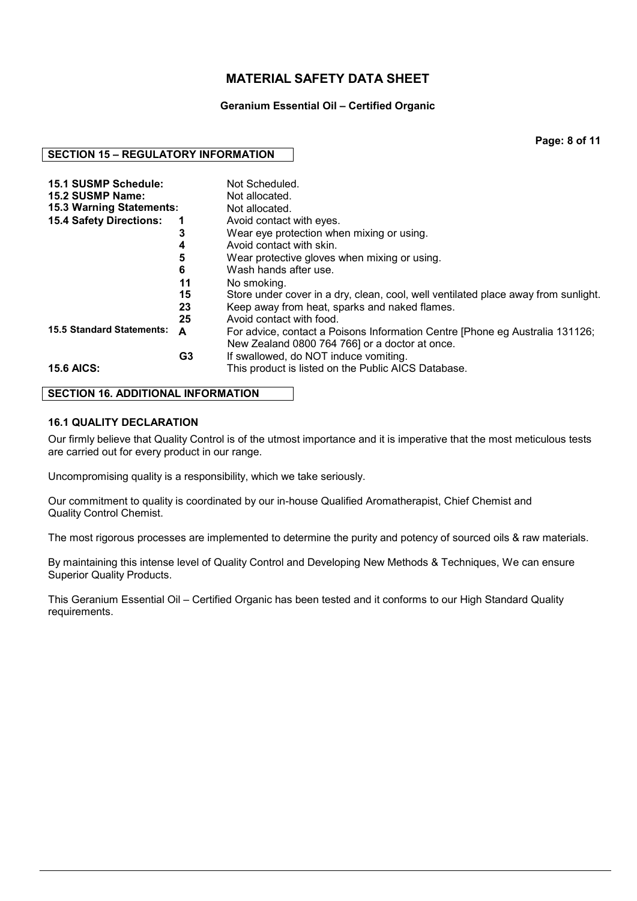# MATERIAL SAFETY DATA SHEET

**Geranium Essential Oil – Certified Organic**

## SECTION 15 – REGULATORY INFORMATION

| | | |
|---|---|---|
| **15.1 SUSMP Schedule:** | | Not Scheduled. |
| **15.2 SUSMP Name:** | | Not allocated. |
| **15.3 Warning Statements:** | | Not allocated. |
| **15.4 Safety Directions:** | **1** | Avoid contact with eyes. |
| | **3** | Wear eye protection when mixing or using. |
| | **4** | Avoid contact with skin. |
| | **5** | Wear protective gloves when mixing or using. |
| | **6** | Wash hands after use. |
| | **11** | No smoking. |
| | **15** | Store under cover in a dry, clean, cool, well ventilated place away from sunlight. |
| | **23** | Keep away from heat, sparks and naked flames. |
| | **25** | Avoid contact with food. |
| **15.5 Standard Statements:** | **A** | For advice, contact a Poisons Information Centre [Phone eg Australia 131126; New Zealand 0800 764 766] or a doctor at once. |
| | **G3** | If swallowed, do NOT induce vomiting. |
| **15.6 AICS:** | | This product is listed on the Public AICS Database. |

## SECTION 16. ADDITIONAL INFORMATION

### 16.1 QUALITY DECLARATION

Our firmly believe that Quality Control is of the utmost importance and it is imperative that the most meticulous tests are carried out for every product in our range.

Uncompromising quality is a responsibility, which we take seriously.

Our commitment to quality is coordinated by our in-house Qualified Aromatherapist, Chief Chemist and Quality Control Chemist.

The most rigorous processes are implemented to determine the purity and potency of sourced oils & raw materials.

By maintaining this intense level of Quality Control and Developing New Methods & Techniques, We can ensure Superior Quality Products.

This Geranium Essential Oil – Certified Organic has been tested and it conforms to our High Standard Quality requirements.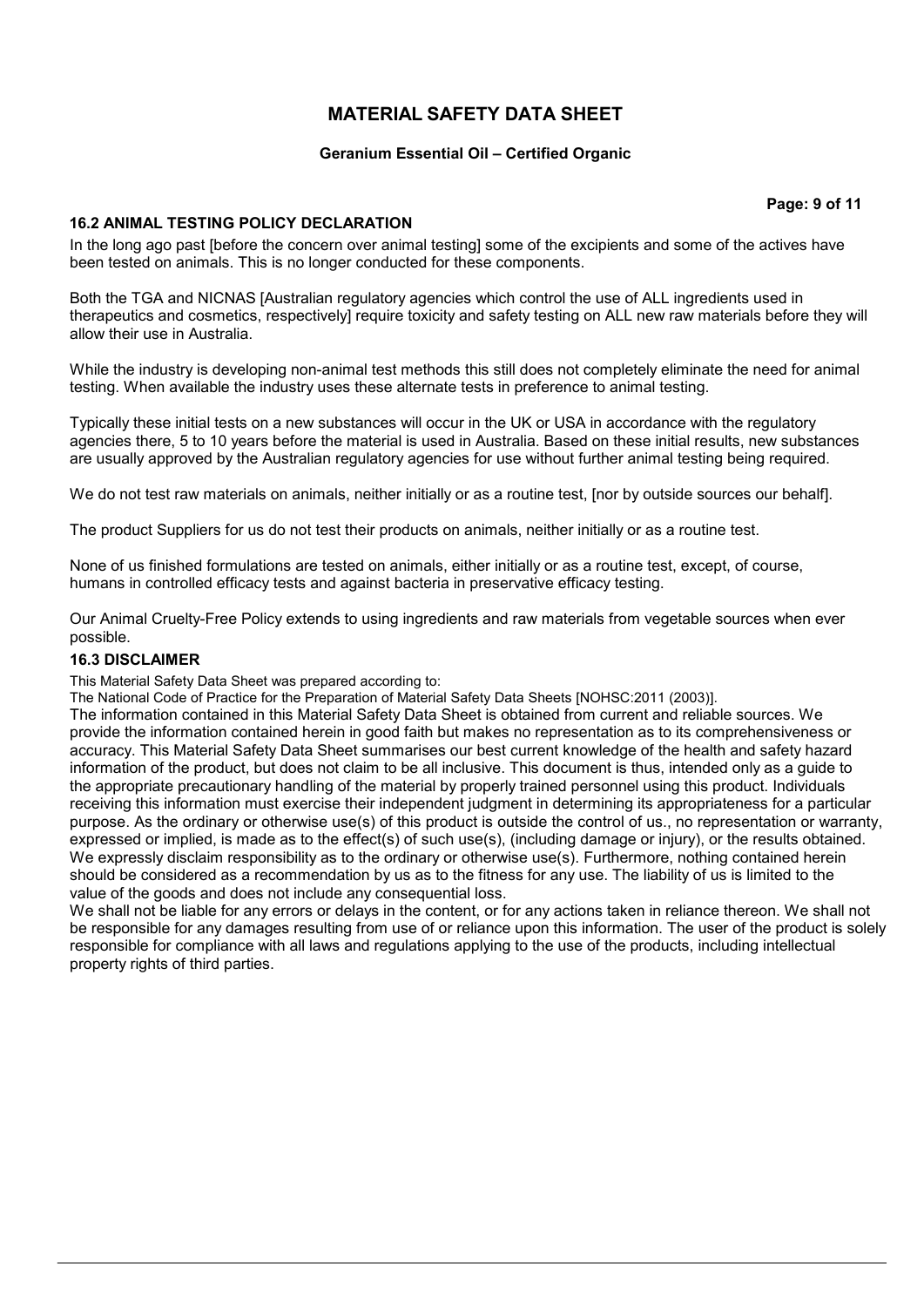# MATERIAL SAFETY DATA SHEET

**Geranium Essential Oil – Certified Organic**

### 16.2 ANIMAL TESTING POLICY DECLARATION

In the long ago past [before the concern over animal testing] some of the excipients and some of the actives have been tested on animals. This is no longer conducted for these components.

Both the TGA and NICNAS [Australian regulatory agencies which control the use of ALL ingredients used in therapeutics and cosmetics, respectively] require toxicity and safety testing on ALL new raw materials before they will allow their use in Australia.

While the industry is developing non-animal test methods this still does not completely eliminate the need for animal testing. When available the industry uses these alternate tests in preference to animal testing.

Typically these initial tests on a new substances will occur in the UK or USA in accordance with the regulatory agencies there, 5 to 10 years before the material is used in Australia. Based on these initial results, new substances are usually approved by the Australian regulatory agencies for use without further animal testing being required.

We do not test raw materials on animals, neither initially or as a routine test, [nor by outside sources our behalf].

The product Suppliers for us do not test their products on animals, neither initially or as a routine test.

None of us finished formulations are tested on animals, either initially or as a routine test, except, of course, humans in controlled efficacy tests and against bacteria in preservative efficacy testing.

Our Animal Cruelty-Free Policy extends to using ingredients and raw materials from vegetable sources when ever possible.

### 16.3 DISCLAIMER

This Material Safety Data Sheet was prepared according to:
The National Code of Practice for the Preparation of Material Safety Data Sheets [NOHSC:2011 (2003)].
The information contained in this Material Safety Data Sheet is obtained from current and reliable sources. We provide the information contained herein in good faith but makes no representation as to its comprehensiveness or accuracy. This Material Safety Data Sheet summarises our best current knowledge of the health and safety hazard information of the product, but does not claim to be all inclusive. This document is thus, intended only as a guide to the appropriate precautionary handling of the material by properly trained personnel using this product. Individuals receiving this information must exercise their independent judgment in determining its appropriateness for a particular purpose. As the ordinary or otherwise use(s) of this product is outside the control of us., no representation or warranty, expressed or implied, is made as to the effect(s) of such use(s), (including damage or injury), or the results obtained. We expressly disclaim responsibility as to the ordinary or otherwise use(s). Furthermore, nothing contained herein should be considered as a recommendation by us as to the fitness for any use. The liability of us is limited to the value of the goods and does not include any consequential loss.
We shall not be liable for any errors or delays in the content, or for any actions taken in reliance thereon. We shall not be responsible for any damages resulting from use of or reliance upon this information. The user of the product is solely responsible for compliance with all laws and regulations applying to the use of the products, including intellectual property rights of third parties.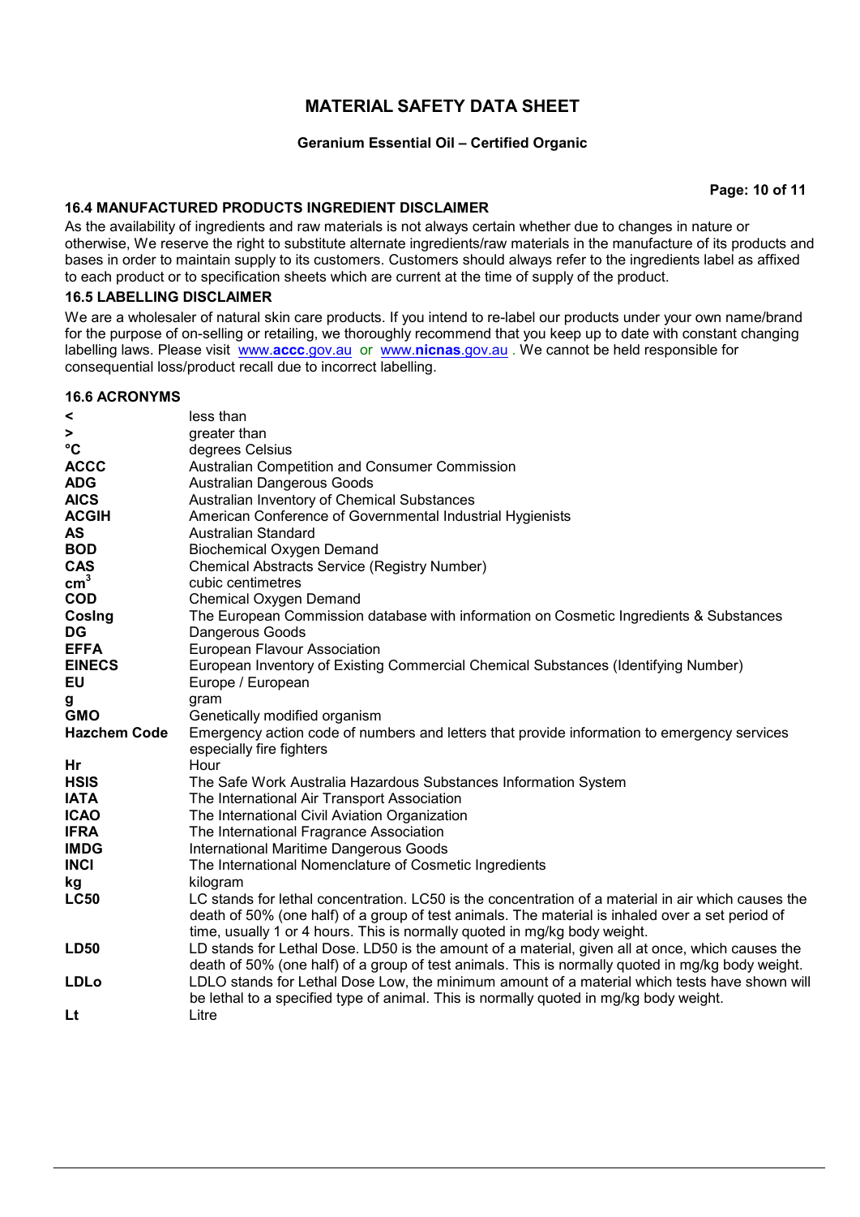# MATERIAL SAFETY DATA SHEET

**Geranium Essential Oil – Certified Organic**

### 16.4 MANUFACTURED PRODUCTS INGREDIENT DISCLAIMER

As the availability of ingredients and raw materials is not always certain whether due to changes in nature or otherwise, We reserve the right to substitute alternate ingredients/raw materials in the manufacture of its products and bases in order to maintain supply to its customers. Customers should always refer to the ingredients label as affixed to each product or to specification sheets which are current at the time of supply of the product.

### 16.5 LABELLING DISCLAIMER

We are a wholesaler of natural skin care products. If you intend to re-label our products under your own name/brand for the purpose of on-selling or retailing, we thoroughly recommend that you keep up to date with constant changing labelling laws. Please visit www.**accc**.gov.au or www.**nicnas**.gov.au . We cannot be held responsible for consequential loss/product recall due to incorrect labelling.

### 16.6 ACRONYMS

| | |
|---|---|
| **<** | less than |
| **>** | greater than |
| **°C** | degrees Celsius |
| **ACCC** | Australian Competition and Consumer Commission |
| **ADG** | Australian Dangerous Goods |
| **AICS** | Australian Inventory of Chemical Substances |
| **ACGIH** | American Conference of Governmental Industrial Hygienists |
| **AS** | Australian Standard |
| **BOD** | Biochemical Oxygen Demand |
| **CAS** | Chemical Abstracts Service (Registry Number) |
| **$cm^3$** | cubic centimetres |
| **COD** | Chemical Oxygen Demand |
| **CosIng** | The European Commission database with information on Cosmetic Ingredients & Substances |
| **DG** | Dangerous Goods |
| **EFFA** | European Flavour Association |
| **EINECS** | European Inventory of Existing Commercial Chemical Substances (Identifying Number) |
| **EU** | Europe / European |
| **g** | gram |
| **GMO** | Genetically modified organism |
| **Hazchem Code** | Emergency action code of numbers and letters that provide information to emergency services especially fire fighters |
| **Hr** | Hour |
| **HSIS** | The Safe Work Australia Hazardous Substances Information System |
| **IATA** | The International Air Transport Association |
| **ICAO** | The International Civil Aviation Organization |
| **IFRA** | The International Fragrance Association |
| **IMDG** | International Maritime Dangerous Goods |
| **INCI** | The International Nomenclature of Cosmetic Ingredients |
| **kg** | kilogram |
| **LC50** | LC stands for lethal concentration. LC50 is the concentration of a material in air which causes the death of 50% (one half) of a group of test animals. The material is inhaled over a set period of time, usually 1 or 4 hours. This is normally quoted in mg/kg body weight. |
| **LD50** | LD stands for Lethal Dose. LD50 is the amount of a material, given all at once, which causes the death of 50% (one half) of a group of test animals. This is normally quoted in mg/kg body weight. |
| **LDLo** | LDLO stands for Lethal Dose Low, the minimum amount of a material which tests have shown will be lethal to a specified type of animal. This is normally quoted in mg/kg body weight. |
| **Lt** | Litre |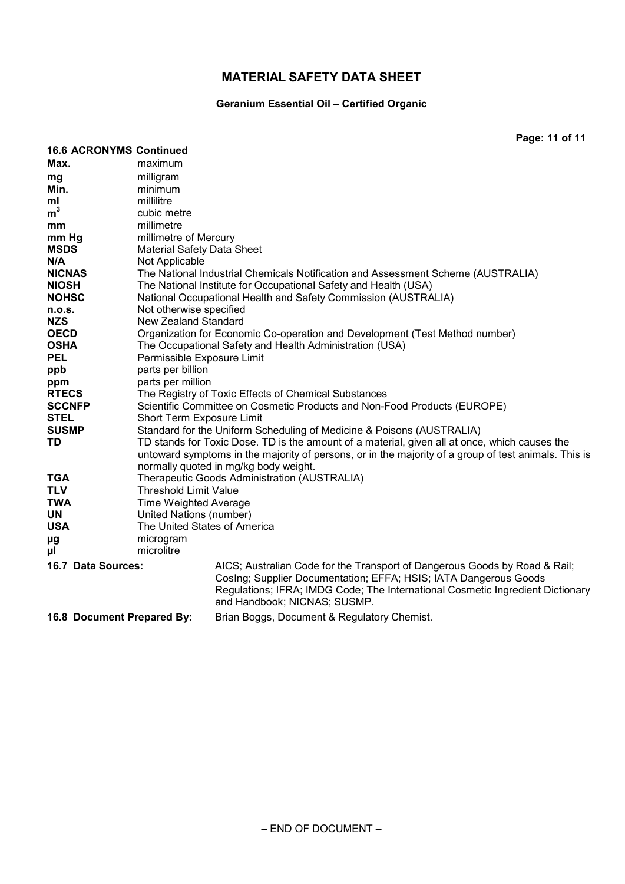# MATERIAL SAFETY DATA SHEET

**Geranium Essential Oil – Certified Organic**

**16.6 ACRONYMS Continued**

| | |
|---|---|
| **Max.** | maximum |
| **mg** | milligram |
| **Min.** | minimum |
| **ml** | millilitre |
| **$m^3$** | cubic metre |
| **mm** | millimetre |
| **mm Hg** | millimetre of Mercury |
| **MSDS** | Material Safety Data Sheet |
| **N/A** | Not Applicable |
| **NICNAS** | The National Industrial Chemicals Notification and Assessment Scheme (AUSTRALIA) |
| **NIOSH** | The National Institute for Occupational Safety and Health (USA) |
| **NOHSC** | National Occupational Health and Safety Commission (AUSTRALIA) |
| **n.o.s.** | Not otherwise specified |
| **NZS** | New Zealand Standard |
| **OECD** | Organization for Economic Co-operation and Development (Test Method number) |
| **OSHA** | The Occupational Safety and Health Administration (USA) |
| **PEL** | Permissible Exposure Limit |
| **ppb** | parts per billion |
| **ppm** | parts per million |
| **RTECS** | The Registry of Toxic Effects of Chemical Substances |
| **SCCNFP** | Scientific Committee on Cosmetic Products and Non-Food Products (EUROPE) |
| **STEL** | Short Term Exposure Limit |
| **SUSMP** | Standard for the Uniform Scheduling of Medicine & Poisons (AUSTRALIA) |
| **TD** | TD stands for Toxic Dose. TD is the amount of a material, given all at once, which causes the untoward symptoms in the majority of persons, or in the majority of a group of test animals. This is normally quoted in mg/kg body weight. |
| **TGA** | Therapeutic Goods Administration (AUSTRALIA) |
| **TLV** | Threshold Limit Value |
| **TWA** | Time Weighted Average |
| **UN** | United Nations (number) |
| **USA** | The United States of America |
| **µg** | microgram |
| **µl** | microlitre |

**16.7 Data Sources:** AICS; Australian Code for the Transport of Dangerous Goods by Road & Rail; CosIng; Supplier Documentation; EFFA; HSIS; IATA Dangerous Goods Regulations; IFRA; IMDG Code; The International Cosmetic Ingredient Dictionary and Handbook; NICNAS; SUSMP.

**16.8 Document Prepared By:** Brian Boggs, Document & Regulatory Chemist.

– END OF DOCUMENT –